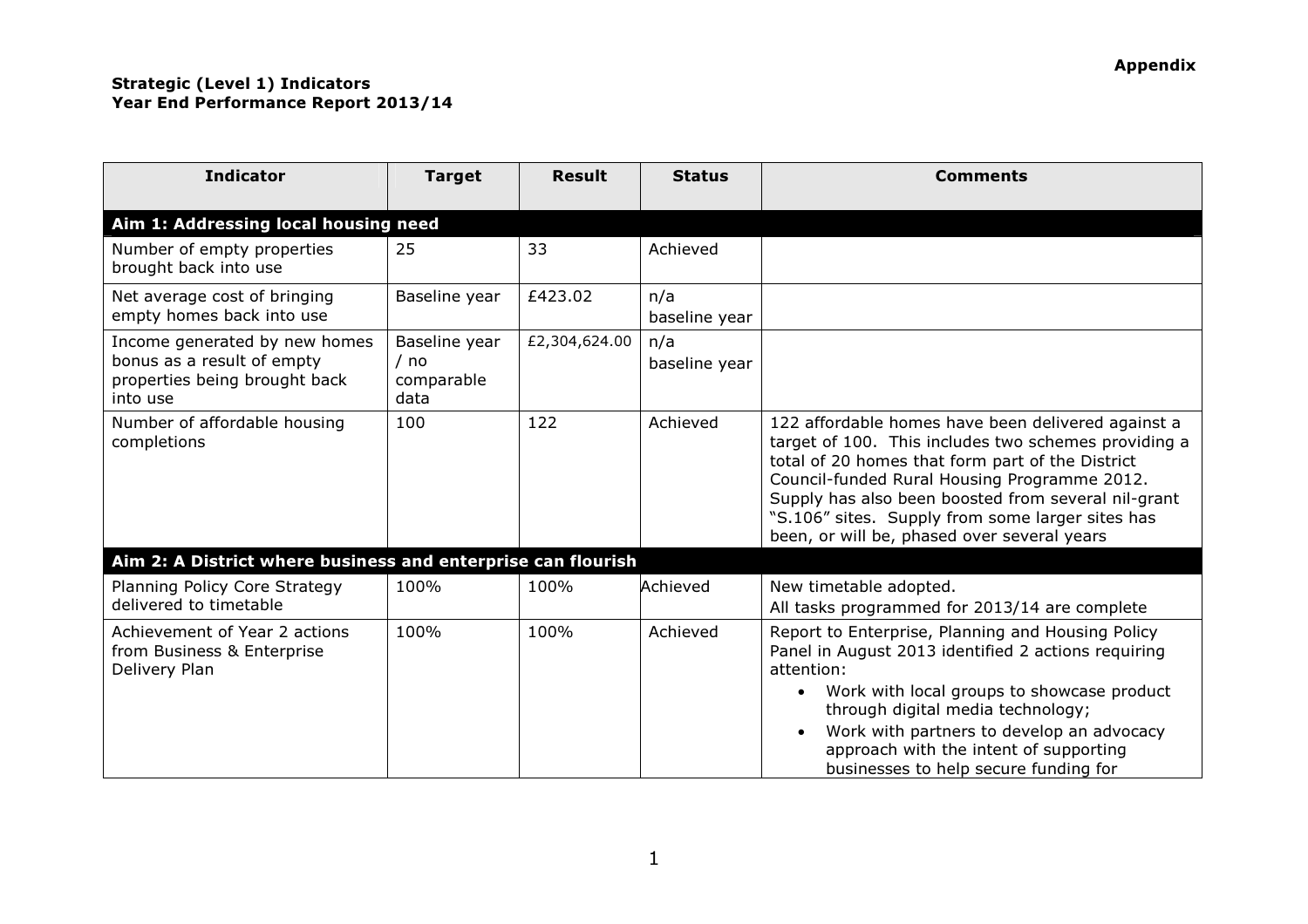**Appendix**

**Strategic (Level 1) Indicators**
**Year End Performance Report 2013/14**

| Indicator | Target | Result | Status | Comments |
|---|---|---|---|---|
| **Aim 1: Addressing local housing need** | | | | |
| Number of empty properties brought back into use | 25 | 33 | Achieved | |
| Net average cost of bringing empty homes back into use | Baseline year | £423.02 | n/a baseline year | |
| Income generated by new homes bonus as a result of empty properties being brought back into use | Baseline year / no comparable data | £2,304,624.00 | n/a baseline year | |
| Number of affordable housing completions | 100 | 122 | Achieved | 122 affordable homes have been delivered against a target of 100. This includes two schemes providing a total of 20 homes that form part of the District Council-funded Rural Housing Programme 2012. Supply has also been boosted from several nil-grant "S.106" sites. Supply from some larger sites has been, or will be, phased over several years |
| **Aim 2: A District where business and enterprise can flourish** | | | | |
| Planning Policy Core Strategy delivered to timetable | 100% | 100% | Achieved | New timetable adopted. All tasks programmed for 2013/14 are complete |
| Achievement of Year 2 actions from Business & Enterprise Delivery Plan | 100% | 100% | Achieved | Report to Enterprise, Planning and Housing Policy Panel in August 2013 identified 2 actions requiring attention: <br>• Work with local groups to showcase product through digital media technology; <br>• Work with partners to develop an advocacy approach with the intent of supporting businesses to help secure funding for |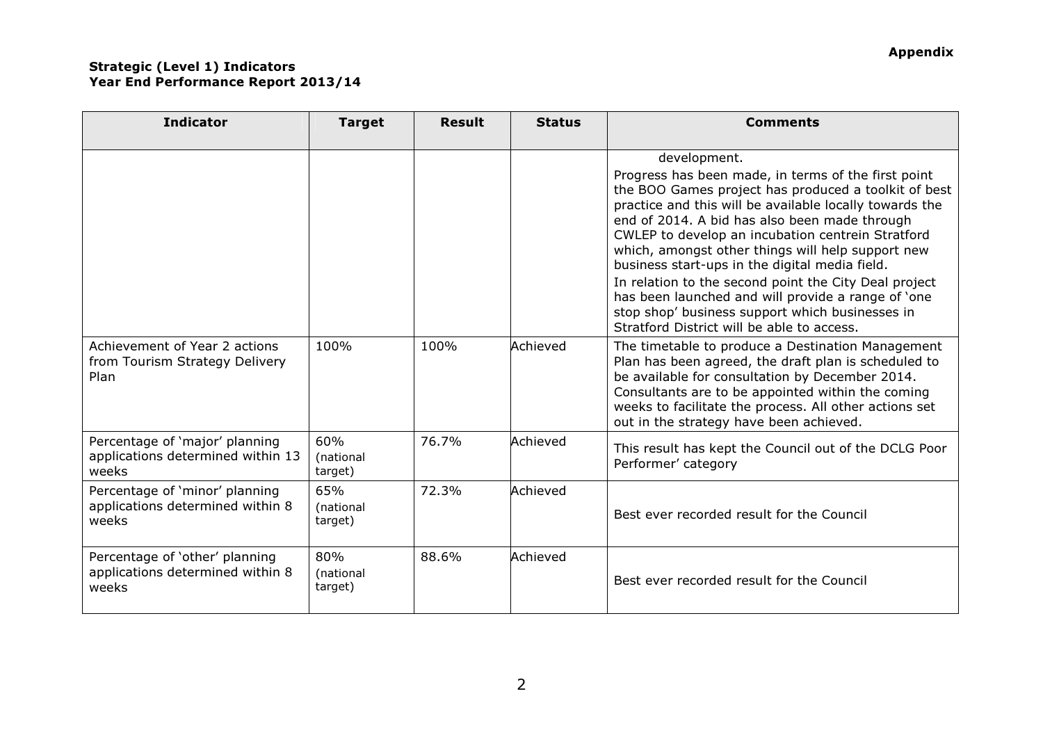**Appendix**

**Strategic (Level 1) Indicators**
**Year End Performance Report 2013/14**

| Indicator | Target | Result | Status | Comments |
|---|---|---|---|---|
| | | | | development.<br>Progress has been made, in terms of the first point the BOO Games project has produced a toolkit of best practice and this will be available locally towards the end of 2014. A bid has also been made through CWLEP to develop an incubation centrein Stratford which, amongst other things will help support new business start-ups in the digital media field.<br>In relation to the second point the City Deal project has been launched and will provide a range of 'one stop shop' business support which businesses in Stratford District will be able to access. |
| Achievement of Year 2 actions from Tourism Strategy Delivery Plan | 100% | 100% | Achieved | The timetable to produce a Destination Management Plan has been agreed, the draft plan is scheduled to be available for consultation by December 2014. Consultants are to be appointed within the coming weeks to facilitate the process. All other actions set out in the strategy have been achieved. |
| Percentage of 'major' planning applications determined within 13 weeks | 60% (national target) | 76.7% | Achieved | This result has kept the Council out of the DCLG Poor Performer' category |
| Percentage of 'minor' planning applications determined within 8 weeks | 65% (national target) | 72.3% | Achieved | Best ever recorded result for the Council |
| Percentage of 'other' planning applications determined within 8 weeks | 80% (national target) | 88.6% | Achieved | Best ever recorded result for the Council |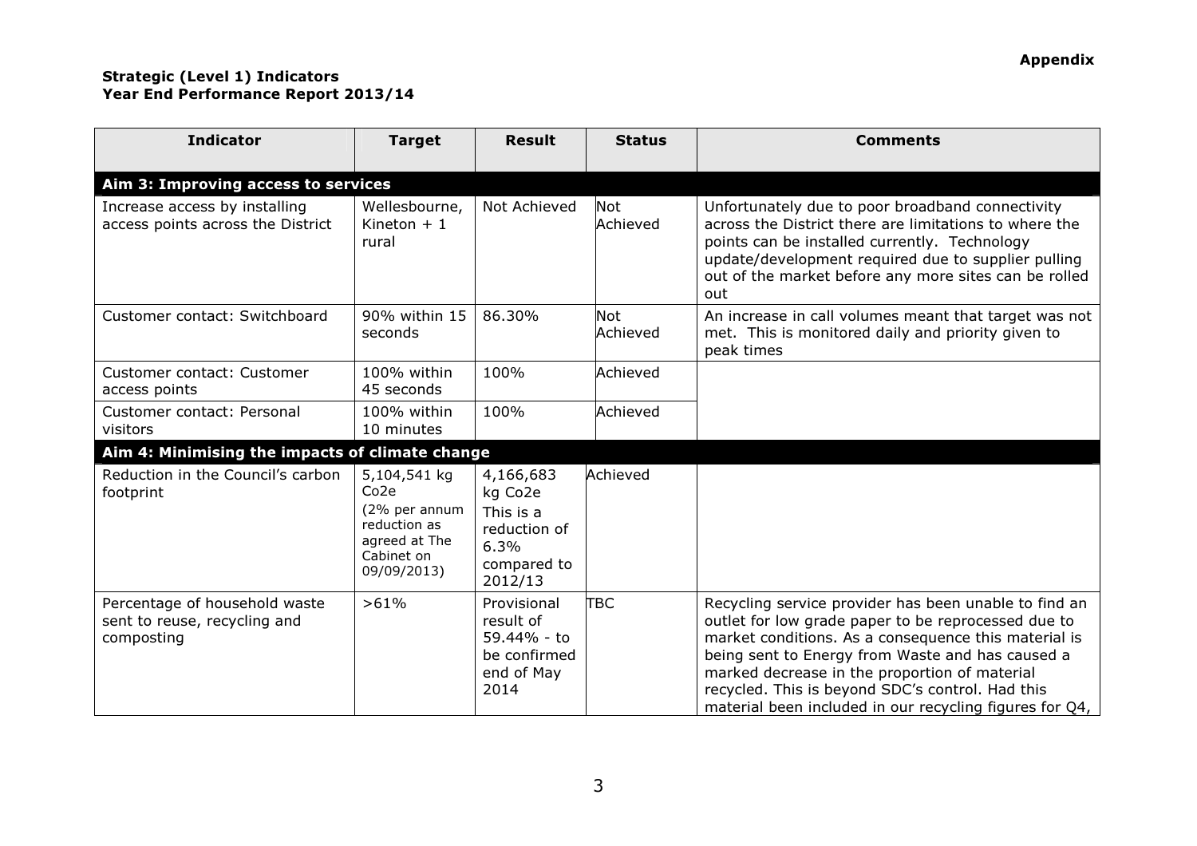**Appendix**

**Strategic (Level 1) Indicators**
**Year End Performance Report 2013/14**

| Indicator | Target | Result | Status | Comments |
|---|---|---|---|---|
| **Aim 3: Improving access to services** | | | | |
| Increase access by installing access points across the District | Wellesbourne, Kineton + 1 rural | Not Achieved | Not Achieved | Unfortunately due to poor broadband connectivity across the District there are limitations to where the points can be installed currently. Technology update/development required due to supplier pulling out of the market before any more sites can be rolled out |
| Customer contact: Switchboard | 90% within 15 seconds | 86.30% | Not Achieved | An increase in call volumes meant that target was not met. This is monitored daily and priority given to peak times |
| Customer contact: Customer access points | 100% within 45 seconds | 100% | Achieved | |
| Customer contact: Personal visitors | 100% within 10 minutes | 100% | Achieved | |
| **Aim 4: Minimising the impacts of climate change** | | | | |
| Reduction in the Council's carbon footprint | 5,104,541 kg Co2e (2% per annum reduction as agreed at The Cabinet on 09/09/2013) | 4,166,683 kg Co2e This is a reduction of 6.3% compared to 2012/13 | Achieved | |
| Percentage of household waste sent to reuse, recycling and composting | >61% | Provisional result of 59.44% - to be confirmed end of May 2014 | TBC | Recycling service provider has been unable to find an outlet for low grade paper to be reprocessed due to market conditions. As a consequence this material is being sent to Energy from Waste and has caused a marked decrease in the proportion of material recycled. This is beyond SDC's control. Had this material been included in our recycling figures for Q4, |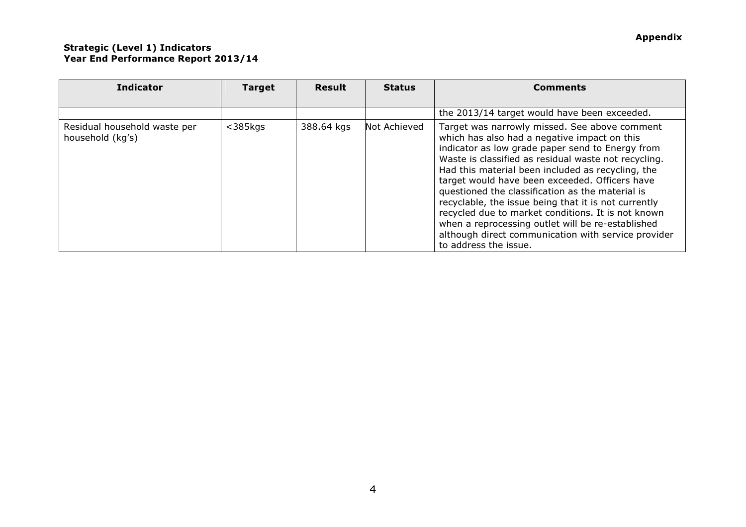**Appendix**

**Strategic (Level 1) Indicators**
**Year End Performance Report 2013/14**

| Indicator | Target | Result | Status | Comments |
|---|---|---|---|---|
| | | | | the 2013/14 target would have been exceeded. |
| Residual household waste per household (kg's) | <385kgs | 388.64 kgs | Not Achieved | Target was narrowly missed. See above comment which has also had a negative impact on this indicator as low grade paper send to Energy from Waste is classified as residual waste not recycling. Had this material been included as recycling, the target would have been exceeded. Officers have questioned the classification as the material is recyclable, the issue being that it is not currently recycled due to market conditions. It is not known when a reprocessing outlet will be re-established although direct communication with service provider to address the issue. |